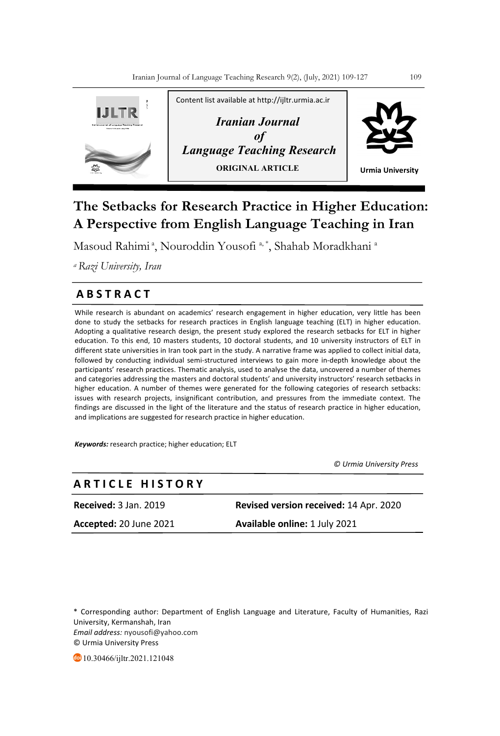Content list available at http://ijltr.urmia.ac.ir

*Iranian Journal of Language Teaching Research*

**ORIGINAL ARTICLE**

Urmia University

# The Setbacks for Research Practice in Higher Education: A Perspective from English Language Teaching in Iran

Masoud Rahimi [a], Nouroddin Yousofi [a, *], Shahab Moradkhani [a]

[a] *Razi University, Iran*

## ABSTRACT

While research is abundant on academics' research engagement in higher education, very little has been done to study the setbacks for research practices in English language teaching (ELT) in higher education. Adopting a qualitative research design, the present study explored the research setbacks for ELT in higher education. To this end, 10 masters students, 10 doctoral students, and 10 university instructors of ELT in different state universities in Iran took part in the study. A narrative frame was applied to collect initial data, followed by conducting individual semi-structured interviews to gain more in-depth knowledge about the participants' research practices. Thematic analysis, used to analyse the data, uncovered a number of themes and categories addressing the masters and doctoral students' and university instructors' research setbacks in higher education. A number of themes were generated for the following categories of research setbacks: issues with research projects, insignificant contribution, and pressures from the immediate context. The findings are discussed in the light of the literature and the status of research practice in higher education, and implications are suggested for research practice in higher education.

***Keywords:*** research practice; higher education; ELT

*© Urmia University Press*

## ARTICLE HISTORY

| | |
|---|---|
| **Received:** 3 Jan. 2019 | **Revised version received:** 14 Apr. 2020 |
| **Accepted:** 20 June 2021 | **Available online:** 1 July 2021 |

\* Corresponding author: Department of English Language and Literature, Faculty of Humanities, Razi University, Kermanshah, Iran
*Email address:* nyousofi@yahoo.com
© Urmia University Press

10.30466/ijltr.2021.121048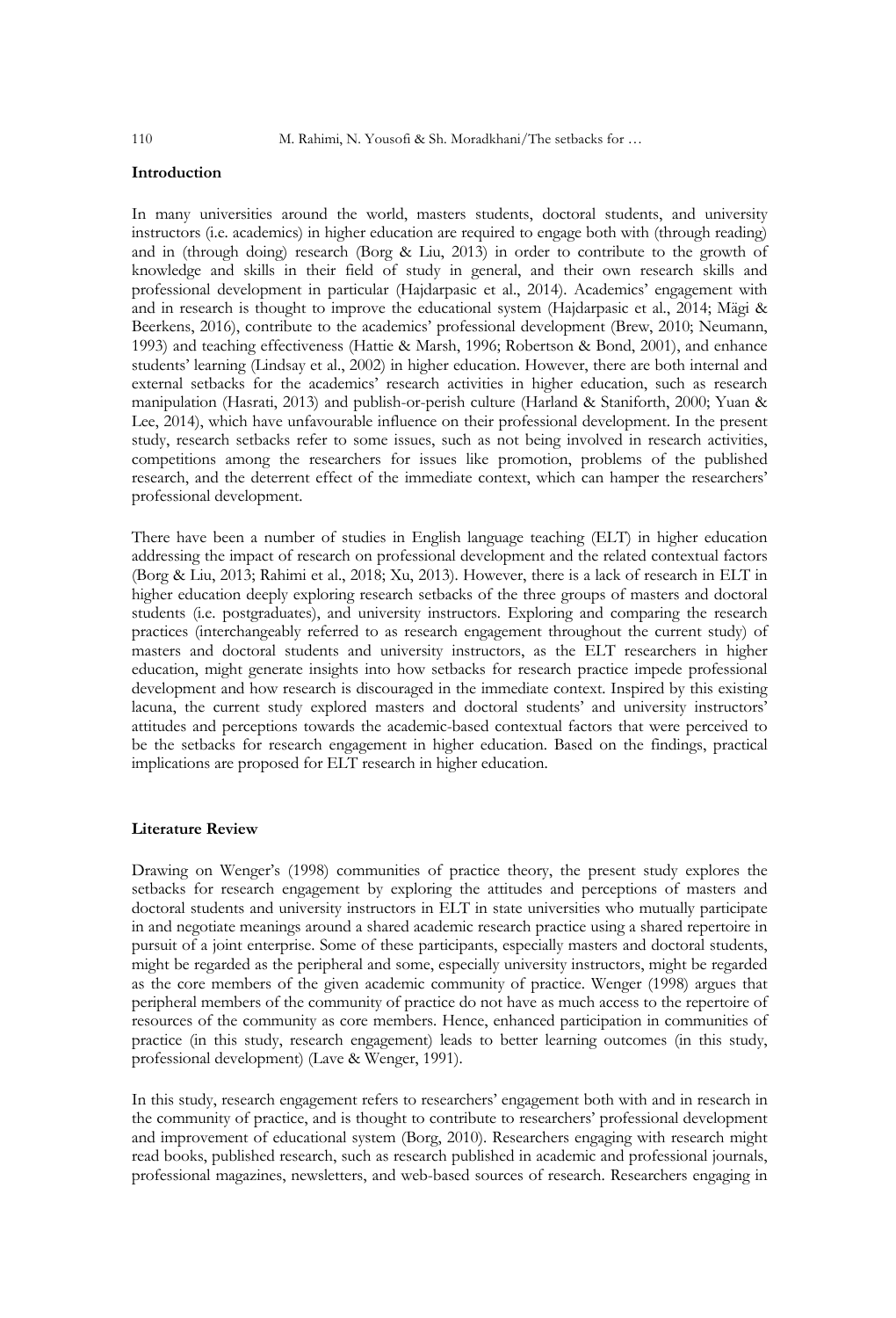## Introduction

In many universities around the world, masters students, doctoral students, and university instructors (i.e. academics) in higher education are required to engage both with (through reading) and in (through doing) research (Borg & Liu, 2013) in order to contribute to the growth of knowledge and skills in their field of study in general, and their own research skills and professional development in particular (Hajdarpasic et al., 2014). Academics' engagement with and in research is thought to improve the educational system (Hajdarpasic et al., 2014; Mägi & Beerkens, 2016), contribute to the academics' professional development (Brew, 2010; Neumann, 1993) and teaching effectiveness (Hattie & Marsh, 1996; Robertson & Bond, 2001), and enhance students' learning (Lindsay et al., 2002) in higher education. However, there are both internal and external setbacks for the academics' research activities in higher education, such as research manipulation (Hasrati, 2013) and publish-or-perish culture (Harland & Staniforth, 2000; Yuan & Lee, 2014), which have unfavourable influence on their professional development. In the present study, research setbacks refer to some issues, such as not being involved in research activities, competitions among the researchers for issues like promotion, problems of the published research, and the deterrent effect of the immediate context, which can hamper the researchers' professional development.

There have been a number of studies in English language teaching (ELT) in higher education addressing the impact of research on professional development and the related contextual factors (Borg & Liu, 2013; Rahimi et al., 2018; Xu, 2013). However, there is a lack of research in ELT in higher education deeply exploring research setbacks of the three groups of masters and doctoral students (i.e. postgraduates), and university instructors. Exploring and comparing the research practices (interchangeably referred to as research engagement throughout the current study) of masters and doctoral students and university instructors, as the ELT researchers in higher education, might generate insights into how setbacks for research practice impede professional development and how research is discouraged in the immediate context. Inspired by this existing lacuna, the current study explored masters and doctoral students' and university instructors' attitudes and perceptions towards the academic-based contextual factors that were perceived to be the setbacks for research engagement in higher education. Based on the findings, practical implications are proposed for ELT research in higher education.

## Literature Review

Drawing on Wenger's (1998) communities of practice theory, the present study explores the setbacks for research engagement by exploring the attitudes and perceptions of masters and doctoral students and university instructors in ELT in state universities who mutually participate in and negotiate meanings around a shared academic research practice using a shared repertoire in pursuit of a joint enterprise. Some of these participants, especially masters and doctoral students, might be regarded as the peripheral and some, especially university instructors, might be regarded as the core members of the given academic community of practice. Wenger (1998) argues that peripheral members of the community of practice do not have as much access to the repertoire of resources of the community as core members. Hence, enhanced participation in communities of practice (in this study, research engagement) leads to better learning outcomes (in this study, professional development) (Lave & Wenger, 1991).

In this study, research engagement refers to researchers' engagement both with and in research in the community of practice, and is thought to contribute to researchers' professional development and improvement of educational system (Borg, 2010). Researchers engaging with research might read books, published research, such as research published in academic and professional journals, professional magazines, newsletters, and web-based sources of research. Researchers engaging in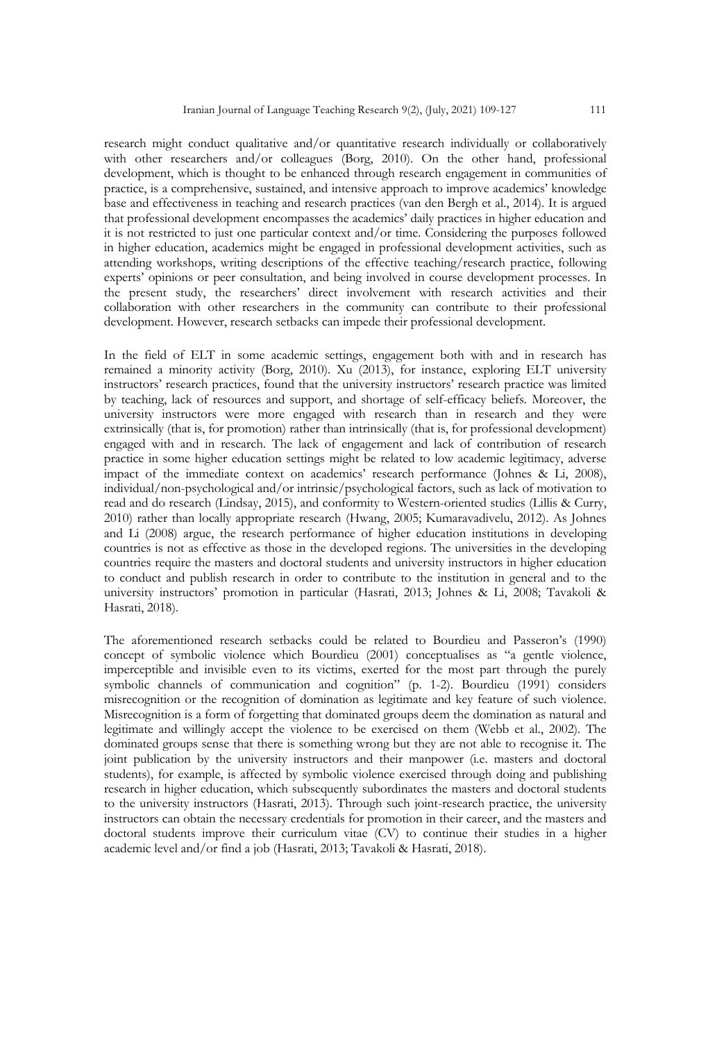research might conduct qualitative and/or quantitative research individually or collaboratively with other researchers and/or colleagues (Borg, 2010). On the other hand, professional development, which is thought to be enhanced through research engagement in communities of practice, is a comprehensive, sustained, and intensive approach to improve academics' knowledge base and effectiveness in teaching and research practices (van den Bergh et al., 2014). It is argued that professional development encompasses the academics' daily practices in higher education and it is not restricted to just one particular context and/or time. Considering the purposes followed in higher education, academics might be engaged in professional development activities, such as attending workshops, writing descriptions of the effective teaching/research practice, following experts' opinions or peer consultation, and being involved in course development processes. In the present study, the researchers' direct involvement with research activities and their collaboration with other researchers in the community can contribute to their professional development. However, research setbacks can impede their professional development.

In the field of ELT in some academic settings, engagement both with and in research has remained a minority activity (Borg, 2010). Xu (2013), for instance, exploring ELT university instructors' research practices, found that the university instructors' research practice was limited by teaching, lack of resources and support, and shortage of self-efficacy beliefs. Moreover, the university instructors were more engaged with research than in research and they were extrinsically (that is, for promotion) rather than intrinsically (that is, for professional development) engaged with and in research. The lack of engagement and lack of contribution of research practice in some higher education settings might be related to low academic legitimacy, adverse impact of the immediate context on academics' research performance (Johnes & Li, 2008), individual/non-psychological and/or intrinsic/psychological factors, such as lack of motivation to read and do research (Lindsay, 2015), and conformity to Western-oriented studies (Lillis & Curry, 2010) rather than locally appropriate research (Hwang, 2005; Kumaravadivelu, 2012). As Johnes and Li (2008) argue, the research performance of higher education institutions in developing countries is not as effective as those in the developed regions. The universities in the developing countries require the masters and doctoral students and university instructors in higher education to conduct and publish research in order to contribute to the institution in general and to the university instructors' promotion in particular (Hasrati, 2013; Johnes & Li, 2008; Tavakoli & Hasrati, 2018).

The aforementioned research setbacks could be related to Bourdieu and Passeron's (1990) concept of symbolic violence which Bourdieu (2001) conceptualises as "a gentle violence, imperceptible and invisible even to its victims, exerted for the most part through the purely symbolic channels of communication and cognition" (p. 1-2). Bourdieu (1991) considers misrecognition or the recognition of domination as legitimate and key feature of such violence. Misrecognition is a form of forgetting that dominated groups deem the domination as natural and legitimate and willingly accept the violence to be exercised on them (Webb et al., 2002). The dominated groups sense that there is something wrong but they are not able to recognise it. The joint publication by the university instructors and their manpower (i.e. masters and doctoral students), for example, is affected by symbolic violence exercised through doing and publishing research in higher education, which subsequently subordinates the masters and doctoral students to the university instructors (Hasrati, 2013). Through such joint-research practice, the university instructors can obtain the necessary credentials for promotion in their career, and the masters and doctoral students improve their curriculum vitae (CV) to continue their studies in a higher academic level and/or find a job (Hasrati, 2013; Tavakoli & Hasrati, 2018).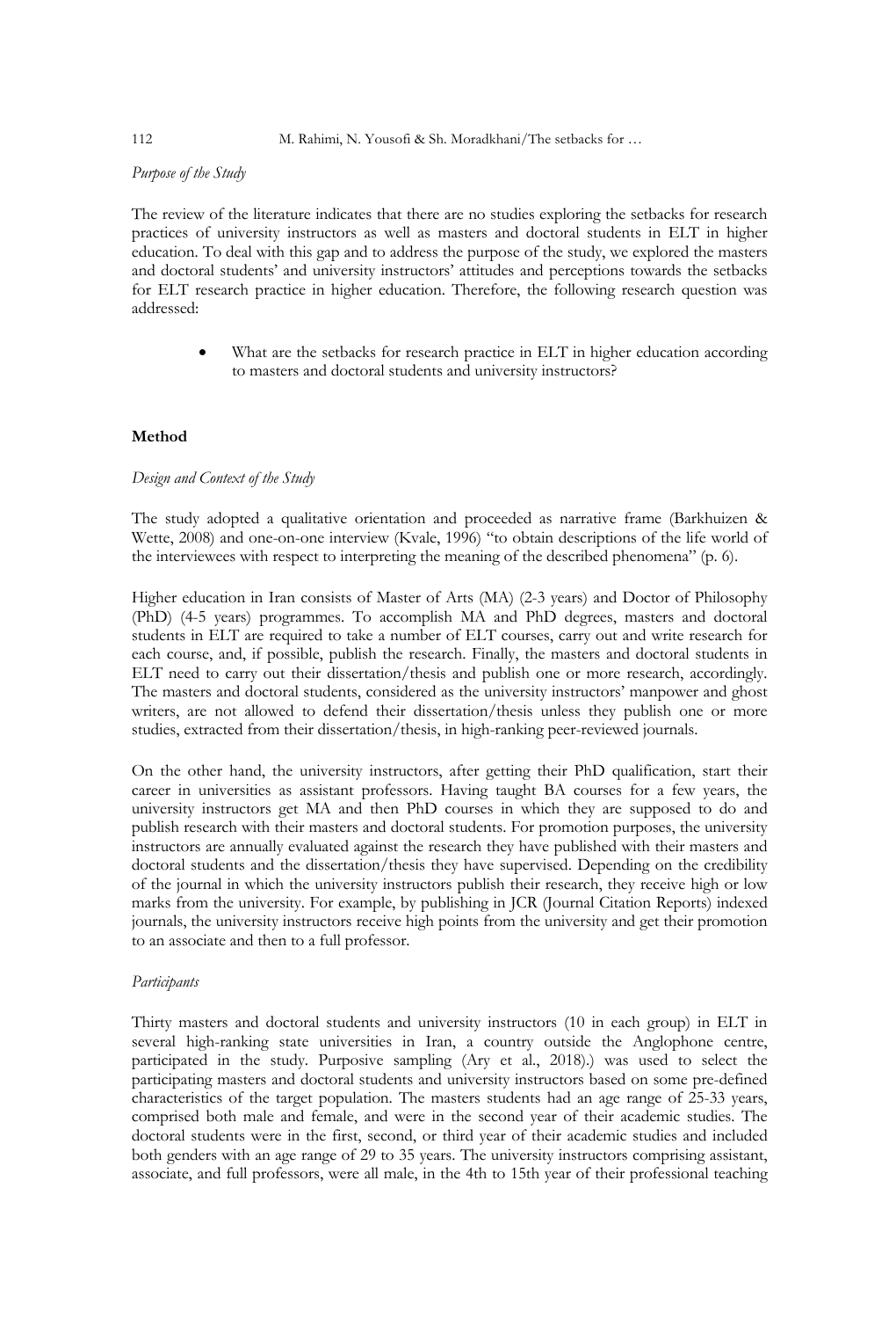*Purpose of the Study*

The review of the literature indicates that there are no studies exploring the setbacks for research practices of university instructors as well as masters and doctoral students in ELT in higher education. To deal with this gap and to address the purpose of the study, we explored the masters and doctoral students' and university instructors' attitudes and perceptions towards the setbacks for ELT research practice in higher education. Therefore, the following research question was addressed:

- What are the setbacks for research practice in ELT in higher education according to masters and doctoral students and university instructors?

**Method**

*Design and Context of the Study*

The study adopted a qualitative orientation and proceeded as narrative frame (Barkhuizen & Wette, 2008) and one-on-one interview (Kvale, 1996) "to obtain descriptions of the life world of the interviewees with respect to interpreting the meaning of the described phenomena" (p. 6).

Higher education in Iran consists of Master of Arts (MA) (2-3 years) and Doctor of Philosophy (PhD) (4-5 years) programmes. To accomplish MA and PhD degrees, masters and doctoral students in ELT are required to take a number of ELT courses, carry out and write research for each course, and, if possible, publish the research. Finally, the masters and doctoral students in ELT need to carry out their dissertation/thesis and publish one or more research, accordingly. The masters and doctoral students, considered as the university instructors' manpower and ghost writers, are not allowed to defend their dissertation/thesis unless they publish one or more studies, extracted from their dissertation/thesis, in high-ranking peer-reviewed journals.

On the other hand, the university instructors, after getting their PhD qualification, start their career in universities as assistant professors. Having taught BA courses for a few years, the university instructors get MA and then PhD courses in which they are supposed to do and publish research with their masters and doctoral students. For promotion purposes, the university instructors are annually evaluated against the research they have published with their masters and doctoral students and the dissertation/thesis they have supervised. Depending on the credibility of the journal in which the university instructors publish their research, they receive high or low marks from the university. For example, by publishing in JCR (Journal Citation Reports) indexed journals, the university instructors receive high points from the university and get their promotion to an associate and then to a full professor.

*Participants*

Thirty masters and doctoral students and university instructors (10 in each group) in ELT in several high-ranking state universities in Iran, a country outside the Anglophone centre, participated in the study. Purposive sampling (Ary et al., 2018).) was used to select the participating masters and doctoral students and university instructors based on some pre-defined characteristics of the target population. The masters students had an age range of 25-33 years, comprised both male and female, and were in the second year of their academic studies. The doctoral students were in the first, second, or third year of their academic studies and included both genders with an age range of 29 to 35 years. The university instructors comprising assistant, associate, and full professors, were all male, in the 4th to 15th year of their professional teaching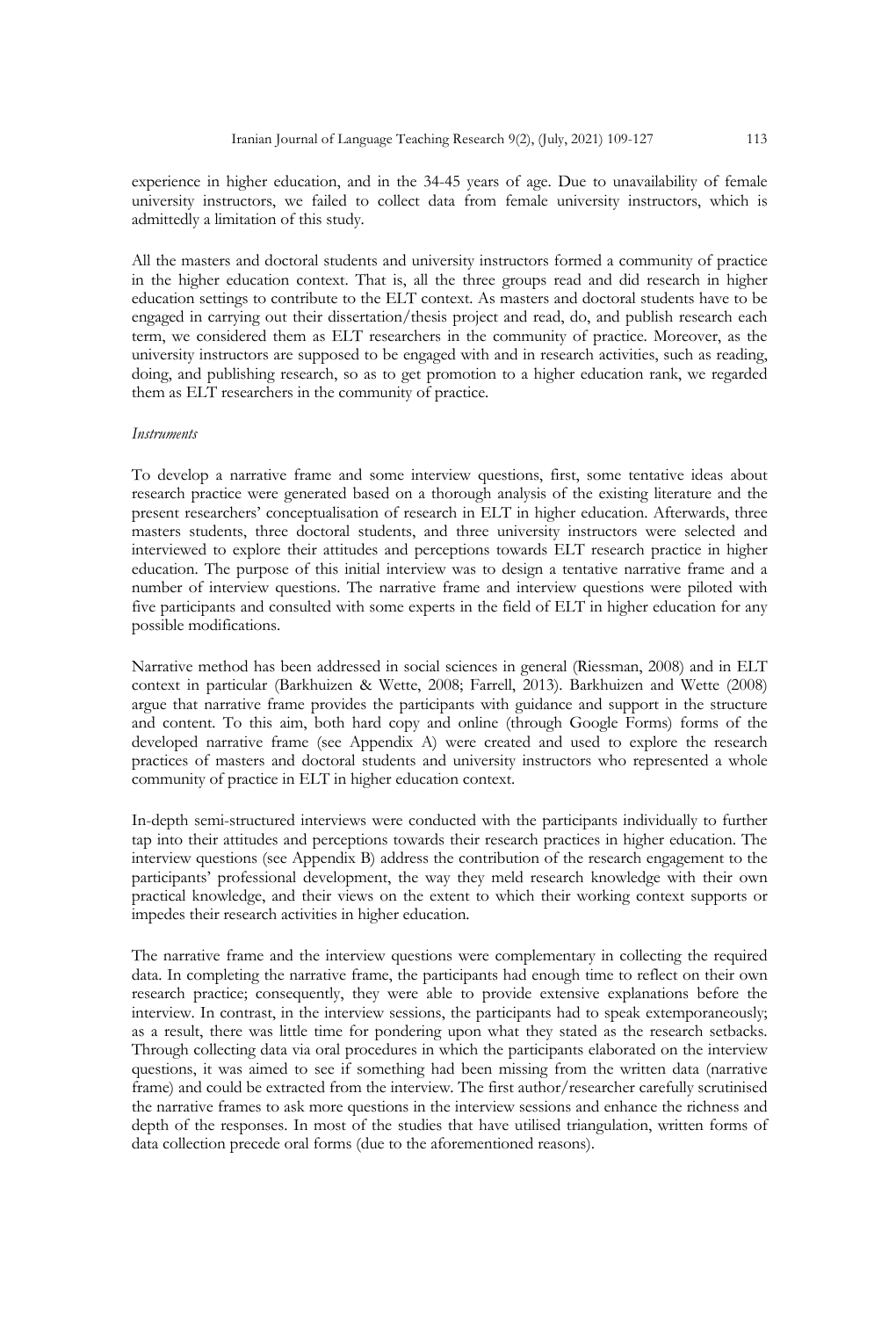experience in higher education, and in the 34-45 years of age. Due to unavailability of female university instructors, we failed to collect data from female university instructors, which is admittedly a limitation of this study.

All the masters and doctoral students and university instructors formed a community of practice in the higher education context. That is, all the three groups read and did research in higher education settings to contribute to the ELT context. As masters and doctoral students have to be engaged in carrying out their dissertation/thesis project and read, do, and publish research each term, we considered them as ELT researchers in the community of practice. Moreover, as the university instructors are supposed to be engaged with and in research activities, such as reading, doing, and publishing research, so as to get promotion to a higher education rank, we regarded them as ELT researchers in the community of practice.

*Instruments*

To develop a narrative frame and some interview questions, first, some tentative ideas about research practice were generated based on a thorough analysis of the existing literature and the present researchers' conceptualisation of research in ELT in higher education. Afterwards, three masters students, three doctoral students, and three university instructors were selected and interviewed to explore their attitudes and perceptions towards ELT research practice in higher education. The purpose of this initial interview was to design a tentative narrative frame and a number of interview questions. The narrative frame and interview questions were piloted with five participants and consulted with some experts in the field of ELT in higher education for any possible modifications.

Narrative method has been addressed in social sciences in general (Riessman, 2008) and in ELT context in particular (Barkhuizen & Wette, 2008; Farrell, 2013). Barkhuizen and Wette (2008) argue that narrative frame provides the participants with guidance and support in the structure and content. To this aim, both hard copy and online (through Google Forms) forms of the developed narrative frame (see Appendix A) were created and used to explore the research practices of masters and doctoral students and university instructors who represented a whole community of practice in ELT in higher education context.

In-depth semi-structured interviews were conducted with the participants individually to further tap into their attitudes and perceptions towards their research practices in higher education. The interview questions (see Appendix B) address the contribution of the research engagement to the participants' professional development, the way they meld research knowledge with their own practical knowledge, and their views on the extent to which their working context supports or impedes their research activities in higher education.

The narrative frame and the interview questions were complementary in collecting the required data. In completing the narrative frame, the participants had enough time to reflect on their own research practice; consequently, they were able to provide extensive explanations before the interview. In contrast, in the interview sessions, the participants had to speak extemporaneously; as a result, there was little time for pondering upon what they stated as the research setbacks. Through collecting data via oral procedures in which the participants elaborated on the interview questions, it was aimed to see if something had been missing from the written data (narrative frame) and could be extracted from the interview. The first author/researcher carefully scrutinised the narrative frames to ask more questions in the interview sessions and enhance the richness and depth of the responses. In most of the studies that have utilised triangulation, written forms of data collection precede oral forms (due to the aforementioned reasons).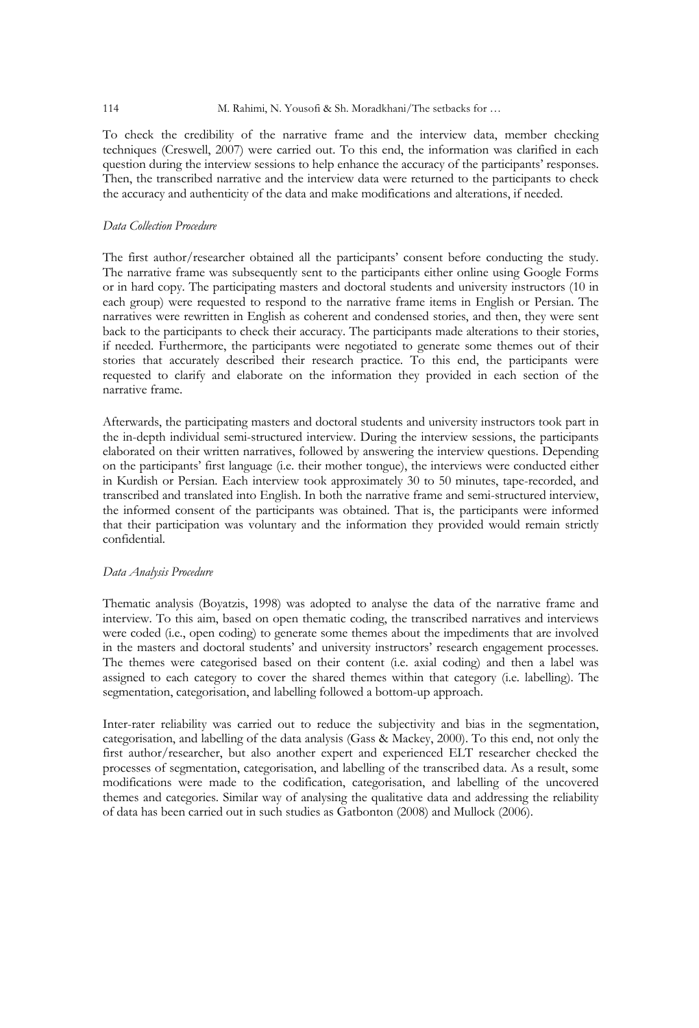To check the credibility of the narrative frame and the interview data, member checking techniques (Creswell, 2007) were carried out. To this end, the information was clarified in each question during the interview sessions to help enhance the accuracy of the participants' responses. Then, the transcribed narrative and the interview data were returned to the participants to check the accuracy and authenticity of the data and make modifications and alterations, if needed.

*Data Collection Procedure*

The first author/researcher obtained all the participants' consent before conducting the study. The narrative frame was subsequently sent to the participants either online using Google Forms or in hard copy. The participating masters and doctoral students and university instructors (10 in each group) were requested to respond to the narrative frame items in English or Persian. The narratives were rewritten in English as coherent and condensed stories, and then, they were sent back to the participants to check their accuracy. The participants made alterations to their stories, if needed. Furthermore, the participants were negotiated to generate some themes out of their stories that accurately described their research practice. To this end, the participants were requested to clarify and elaborate on the information they provided in each section of the narrative frame.

Afterwards, the participating masters and doctoral students and university instructors took part in the in-depth individual semi-structured interview. During the interview sessions, the participants elaborated on their written narratives, followed by answering the interview questions. Depending on the participants' first language (i.e. their mother tongue), the interviews were conducted either in Kurdish or Persian. Each interview took approximately 30 to 50 minutes, tape-recorded, and transcribed and translated into English. In both the narrative frame and semi-structured interview, the informed consent of the participants was obtained. That is, the participants were informed that their participation was voluntary and the information they provided would remain strictly confidential.

*Data Analysis Procedure*

Thematic analysis (Boyatzis, 1998) was adopted to analyse the data of the narrative frame and interview. To this aim, based on open thematic coding, the transcribed narratives and interviews were coded (i.e., open coding) to generate some themes about the impediments that are involved in the masters and doctoral students' and university instructors' research engagement processes. The themes were categorised based on their content (i.e. axial coding) and then a label was assigned to each category to cover the shared themes within that category (i.e. labelling). The segmentation, categorisation, and labelling followed a bottom-up approach.

Inter-rater reliability was carried out to reduce the subjectivity and bias in the segmentation, categorisation, and labelling of the data analysis (Gass & Mackey, 2000). To this end, not only the first author/researcher, but also another expert and experienced ELT researcher checked the processes of segmentation, categorisation, and labelling of the transcribed data. As a result, some modifications were made to the codification, categorisation, and labelling of the uncovered themes and categories. Similar way of analysing the qualitative data and addressing the reliability of data has been carried out in such studies as Gatbonton (2008) and Mullock (2006).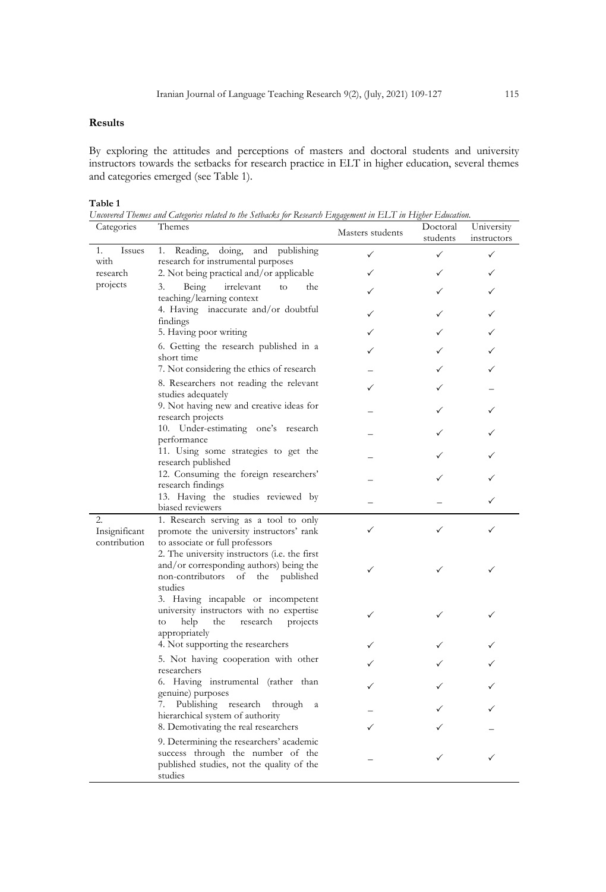## Results

By exploring the attitudes and perceptions of masters and doctoral students and university instructors towards the setbacks for research practice in ELT in higher education, several themes and categories emerged (see Table 1).

**Table 1**

*Uncovered Themes and Categories related to the Setbacks for Research Engagement in ELT in Higher Education.*

| Categories | Themes | Masters students | Doctoral students | University instructors |
|---|---|---|---|---|
| 1. Issues with research projects | 1. Reading, doing, and publishing research for instrumental purposes | ✓ | ✓ | ✓ |
| | 2. Not being practical and/or applicable | ✓ | ✓ | ✓ |
| | 3. Being irrelevant to the teaching/learning context | ✓ | ✓ | ✓ |
| | 4. Having inaccurate and/or doubtful findings | ✓ | ✓ | ✓ |
| | 5. Having poor writing | ✓ | ✓ | ✓ |
| | 6. Getting the research published in a short time | ✓ | ✓ | ✓ |
| | 7. Not considering the ethics of research | – | ✓ | ✓ |
| | 8. Researchers not reading the relevant studies adequately | ✓ | ✓ | – |
| | 9. Not having new and creative ideas for research projects | – | ✓ | ✓ |
| | 10. Under-estimating one's research performance | – | ✓ | ✓ |
| | 11. Using some strategies to get the research published | – | ✓ | ✓ |
| | 12. Consuming the foreign researchers' research findings | – | ✓ | ✓ |
| | 13. Having the studies reviewed by biased reviewers | – | – | ✓ |
| 2. Insignificant contribution | 1. Research serving as a tool to only promote the university instructors' rank to associate or full professors | ✓ | ✓ | ✓ |
| | 2. The university instructors (i.e. the first and/or corresponding authors) being the non-contributors of the published studies | ✓ | ✓ | ✓ |
| | 3. Having incapable or incompetent university instructors with no expertise to help the research projects appropriately | ✓ | ✓ | ✓ |
| | 4. Not supporting the researchers | ✓ | ✓ | ✓ |
| | 5. Not having cooperation with other researchers | ✓ | ✓ | ✓ |
| | 6. Having instrumental (rather than genuine) purposes | ✓ | ✓ | ✓ |
| | 7. Publishing research through a hierarchical system of authority | – | ✓ | ✓ |
| | 8. Demotivating the real researchers | ✓ | ✓ | – |
| | 9. Determining the researchers' academic success through the number of the published studies, not the quality of the studies | – | ✓ | ✓ |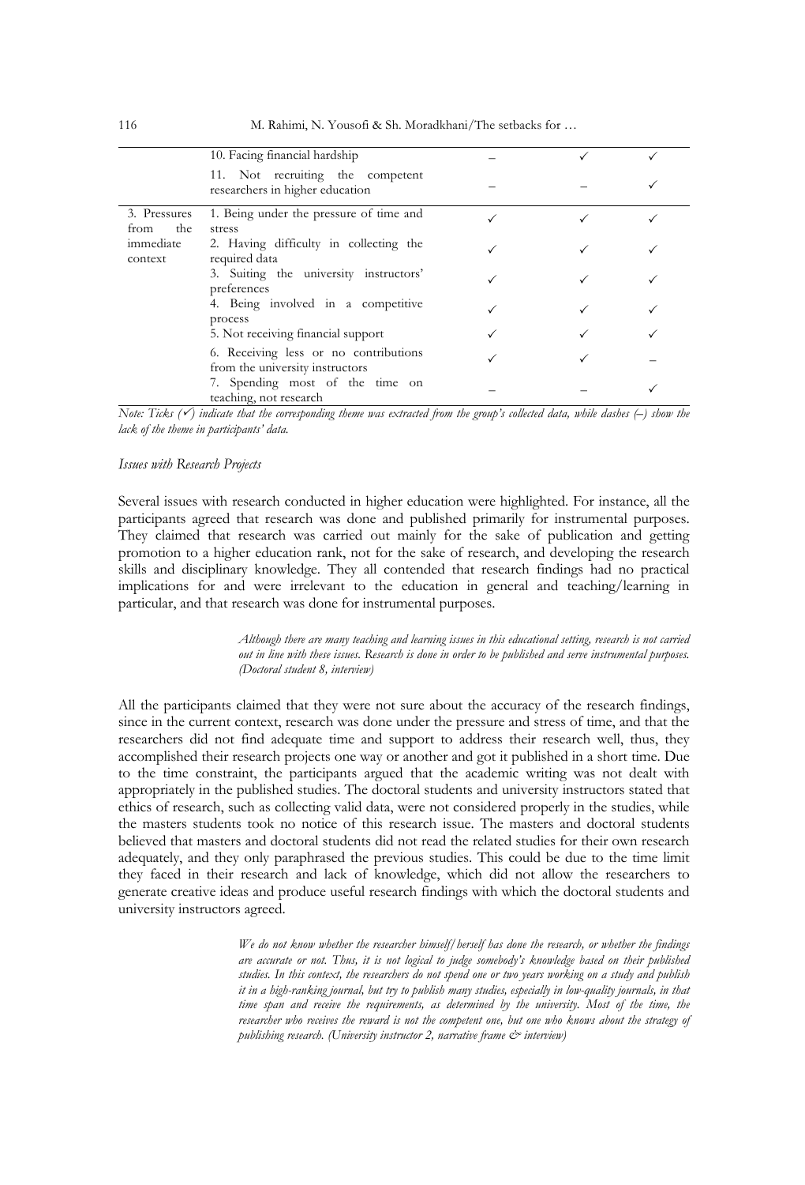| | | | | |
|---|---|---|---|---|
| | 10. Facing financial hardship | – | ✓ | ✓ |
| | 11. Not recruiting the competent researchers in higher education | – | – | ✓ |
| 3. Pressures from the immediate context | 1. Being under the pressure of time and stress | ✓ | ✓ | ✓ |
| | 2. Having difficulty in collecting the required data | ✓ | ✓ | ✓ |
| | 3. Suiting the university instructors' preferences | ✓ | ✓ | ✓ |
| | 4. Being involved in a competitive process | ✓ | ✓ | ✓ |
| | 5. Not receiving financial support | ✓ | ✓ | ✓ |
| | 6. Receiving less or no contributions from the university instructors | ✓ | ✓ | – |
| | 7. Spending most of the time on teaching, not research | – | – | ✓ |

*Note: Ticks (✓) indicate that the corresponding theme was extracted from the group's collected data, while dashes (–) show the lack of the theme in participants' data.*

*Issues with Research Projects*

Several issues with research conducted in higher education were highlighted. For instance, all the participants agreed that research was done and published primarily for instrumental purposes. They claimed that research was carried out mainly for the sake of publication and getting promotion to a higher education rank, not for the sake of research, and developing the research skills and disciplinary knowledge. They all contended that research findings had no practical implications for and were irrelevant to the education in general and teaching/learning in particular, and that research was done for instrumental purposes.

> *Although there are many teaching and learning issues in this educational setting, research is not carried out in line with these issues. Research is done in order to be published and serve instrumental purposes. (Doctoral student 8, interview)*

All the participants claimed that they were not sure about the accuracy of the research findings, since in the current context, research was done under the pressure and stress of time, and that the researchers did not find adequate time and support to address their research well, thus, they accomplished their research projects one way or another and got it published in a short time. Due to the time constraint, the participants argued that the academic writing was not dealt with appropriately in the published studies. The doctoral students and university instructors stated that ethics of research, such as collecting valid data, were not considered properly in the studies, while the masters students took no notice of this research issue. The masters and doctoral students believed that masters and doctoral students did not read the related studies for their own research adequately, and they only paraphrased the previous studies. This could be due to the time limit they faced in their research and lack of knowledge, which did not allow the researchers to generate creative ideas and produce useful research findings with which the doctoral students and university instructors agreed.

> *We do not know whether the researcher himself/herself has done the research, or whether the findings are accurate or not. Thus, it is not logical to judge somebody's knowledge based on their published studies. In this context, the researchers do not spend one or two years working on a study and publish it in a high-ranking journal, but try to publish many studies, especially in low-quality journals, in that time span and receive the requirements, as determined by the university. Most of the time, the researcher who receives the reward is not the competent one, but one who knows about the strategy of publishing research. (University instructor 2, narrative frame & interview)*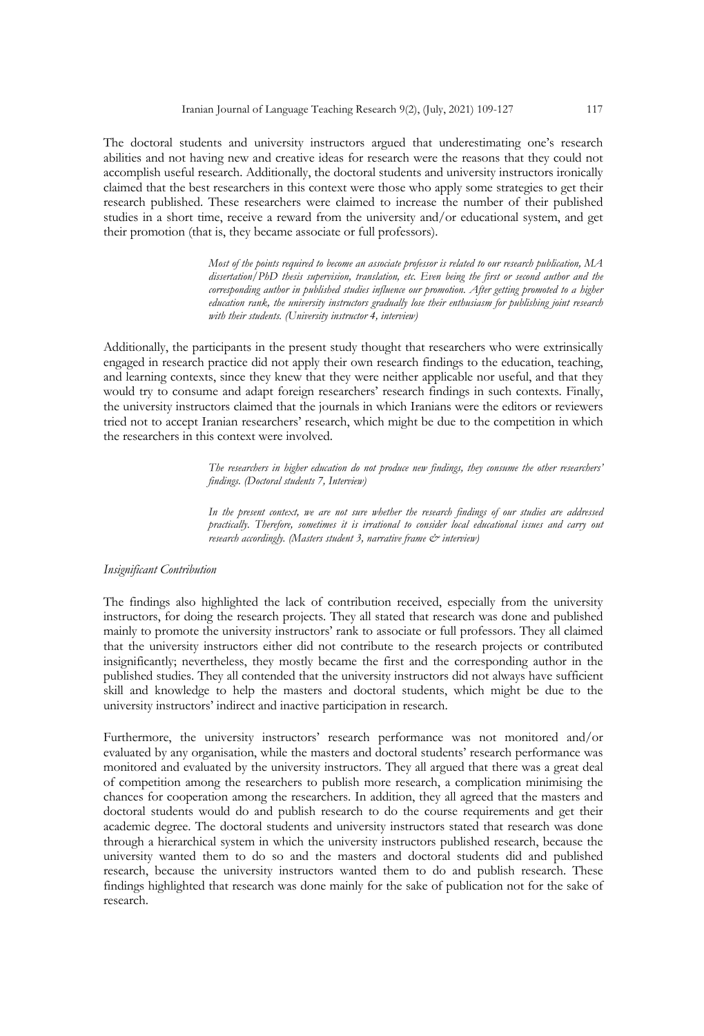The doctoral students and university instructors argued that underestimating one's research abilities and not having new and creative ideas for research were the reasons that they could not accomplish useful research. Additionally, the doctoral students and university instructors ironically claimed that the best researchers in this context were those who apply some strategies to get their research published. These researchers were claimed to increase the number of their published studies in a short time, receive a reward from the university and/or educational system, and get their promotion (that is, they became associate or full professors).

> *Most of the points required to become an associate professor is related to our research publication, MA dissertation/PhD thesis supervision, translation, etc. Even being the first or second author and the corresponding author in published studies influence our promotion. After getting promoted to a higher education rank, the university instructors gradually lose their enthusiasm for publishing joint research with their students. (University instructor 4, interview)*

Additionally, the participants in the present study thought that researchers who were extrinsically engaged in research practice did not apply their own research findings to the education, teaching, and learning contexts, since they knew that they were neither applicable nor useful, and that they would try to consume and adapt foreign researchers' research findings in such contexts. Finally, the university instructors claimed that the journals in which Iranians were the editors or reviewers tried not to accept Iranian researchers' research, which might be due to the competition in which the researchers in this context were involved.

> *The researchers in higher education do not produce new findings, they consume the other researchers' findings. (Doctoral students 7, Interview)*

> *In the present context, we are not sure whether the research findings of our studies are addressed practically. Therefore, sometimes it is irrational to consider local educational issues and carry out research accordingly. (Masters student 3, narrative frame & interview)*

*Insignificant Contribution*

The findings also highlighted the lack of contribution received, especially from the university instructors, for doing the research projects. They all stated that research was done and published mainly to promote the university instructors' rank to associate or full professors. They all claimed that the university instructors either did not contribute to the research projects or contributed insignificantly; nevertheless, they mostly became the first and the corresponding author in the published studies. They all contended that the university instructors did not always have sufficient skill and knowledge to help the masters and doctoral students, which might be due to the university instructors' indirect and inactive participation in research.

Furthermore, the university instructors' research performance was not monitored and/or evaluated by any organisation, while the masters and doctoral students' research performance was monitored and evaluated by the university instructors. They all argued that there was a great deal of competition among the researchers to publish more research, a complication minimising the chances for cooperation among the researchers. In addition, they all agreed that the masters and doctoral students would do and publish research to do the course requirements and get their academic degree. The doctoral students and university instructors stated that research was done through a hierarchical system in which the university instructors published research, because the university wanted them to do so and the masters and doctoral students did and published research, because the university instructors wanted them to do and publish research. These findings highlighted that research was done mainly for the sake of publication not for the sake of research.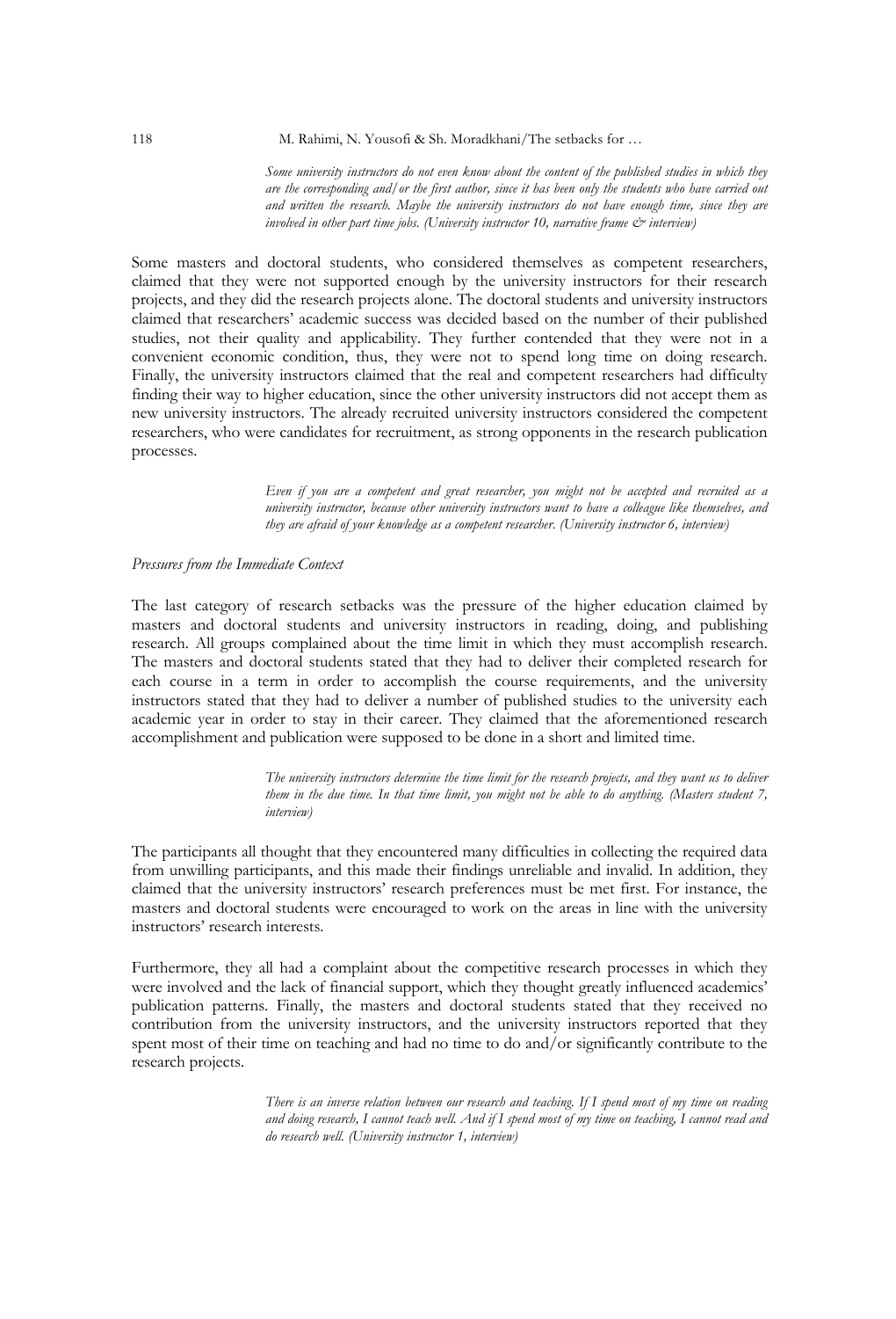> *Some university instructors do not even know about the content of the published studies in which they are the corresponding and/or the first author, since it has been only the students who have carried out and written the research. Maybe the university instructors do not have enough time, since they are involved in other part time jobs. (University instructor 10, narrative frame & interview)*

Some masters and doctoral students, who considered themselves as competent researchers, claimed that they were not supported enough by the university instructors for their research projects, and they did the research projects alone. The doctoral students and university instructors claimed that researchers' academic success was decided based on the number of their published studies, not their quality and applicability. They further contended that they were not in a convenient economic condition, thus, they were not to spend long time on doing research. Finally, the university instructors claimed that the real and competent researchers had difficulty finding their way to higher education, since the other university instructors did not accept them as new university instructors. The already recruited university instructors considered the competent researchers, who were candidates for recruitment, as strong opponents in the research publication processes.

> *Even if you are a competent and great researcher, you might not be accepted and recruited as a university instructor, because other university instructors want to have a colleague like themselves, and they are afraid of your knowledge as a competent researcher. (University instructor 6, interview)*

*Pressures from the Immediate Context*

The last category of research setbacks was the pressure of the higher education claimed by masters and doctoral students and university instructors in reading, doing, and publishing research. All groups complained about the time limit in which they must accomplish research. The masters and doctoral students stated that they had to deliver their completed research for each course in a term in order to accomplish the course requirements, and the university instructors stated that they had to deliver a number of published studies to the university each academic year in order to stay in their career. They claimed that the aforementioned research accomplishment and publication were supposed to be done in a short and limited time.

> *The university instructors determine the time limit for the research projects, and they want us to deliver them in the due time. In that time limit, you might not be able to do anything. (Masters student 7, interview)*

The participants all thought that they encountered many difficulties in collecting the required data from unwilling participants, and this made their findings unreliable and invalid. In addition, they claimed that the university instructors' research preferences must be met first. For instance, the masters and doctoral students were encouraged to work on the areas in line with the university instructors' research interests.

Furthermore, they all had a complaint about the competitive research processes in which they were involved and the lack of financial support, which they thought greatly influenced academics' publication patterns. Finally, the masters and doctoral students stated that they received no contribution from the university instructors, and the university instructors reported that they spent most of their time on teaching and had no time to do and/or significantly contribute to the research projects.

> *There is an inverse relation between our research and teaching. If I spend most of my time on reading and doing research, I cannot teach well. And if I spend most of my time on teaching, I cannot read and do research well. (University instructor 1, interview)*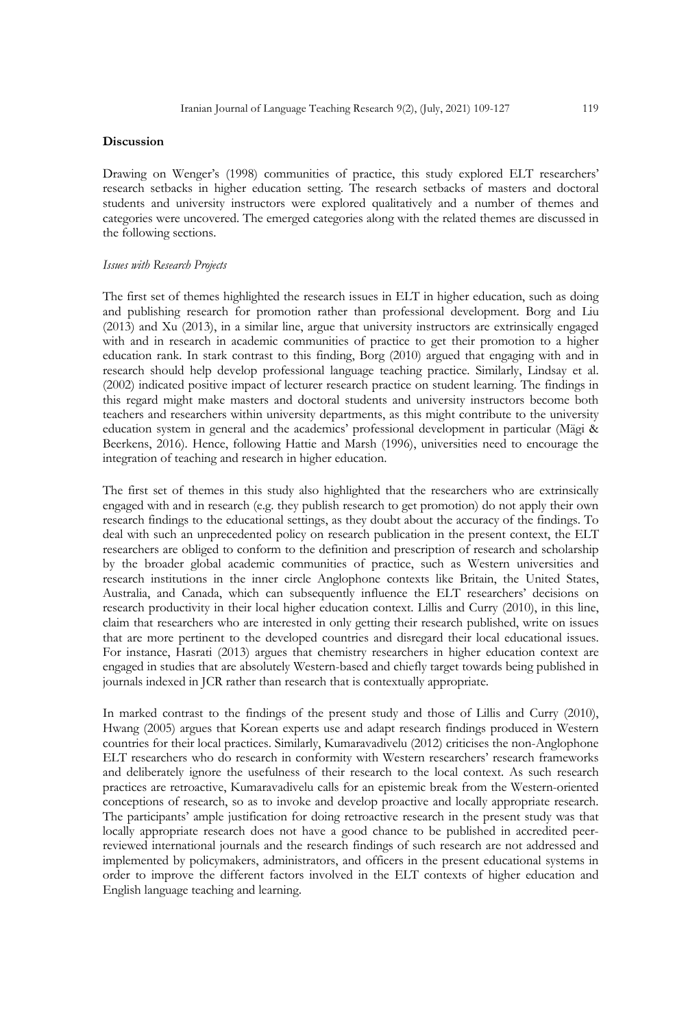## Discussion

Drawing on Wenger's (1998) communities of practice, this study explored ELT researchers' research setbacks in higher education setting. The research setbacks of masters and doctoral students and university instructors were explored qualitatively and a number of themes and categories were uncovered. The emerged categories along with the related themes are discussed in the following sections.

### *Issues with Research Projects*

The first set of themes highlighted the research issues in ELT in higher education, such as doing and publishing research for promotion rather than professional development. Borg and Liu (2013) and Xu (2013), in a similar line, argue that university instructors are extrinsically engaged with and in research in academic communities of practice to get their promotion to a higher education rank. In stark contrast to this finding, Borg (2010) argued that engaging with and in research should help develop professional language teaching practice. Similarly, Lindsay et al. (2002) indicated positive impact of lecturer research practice on student learning. The findings in this regard might make masters and doctoral students and university instructors become both teachers and researchers within university departments, as this might contribute to the university education system in general and the academics' professional development in particular (Mägi & Beerkens, 2016). Hence, following Hattie and Marsh (1996), universities need to encourage the integration of teaching and research in higher education.

The first set of themes in this study also highlighted that the researchers who are extrinsically engaged with and in research (e.g. they publish research to get promotion) do not apply their own research findings to the educational settings, as they doubt about the accuracy of the findings. To deal with such an unprecedented policy on research publication in the present context, the ELT researchers are obliged to conform to the definition and prescription of research and scholarship by the broader global academic communities of practice, such as Western universities and research institutions in the inner circle Anglophone contexts like Britain, the United States, Australia, and Canada, which can subsequently influence the ELT researchers' decisions on research productivity in their local higher education context. Lillis and Curry (2010), in this line, claim that researchers who are interested in only getting their research published, write on issues that are more pertinent to the developed countries and disregard their local educational issues. For instance, Hasrati (2013) argues that chemistry researchers in higher education context are engaged in studies that are absolutely Western-based and chiefly target towards being published in journals indexed in JCR rather than research that is contextually appropriate.

In marked contrast to the findings of the present study and those of Lillis and Curry (2010), Hwang (2005) argues that Korean experts use and adapt research findings produced in Western countries for their local practices. Similarly, Kumaravadivelu (2012) criticises the non-Anglophone ELT researchers who do research in conformity with Western researchers' research frameworks and deliberately ignore the usefulness of their research to the local context. As such research practices are retroactive, Kumaravadivelu calls for an epistemic break from the Western-oriented conceptions of research, so as to invoke and develop proactive and locally appropriate research. The participants' ample justification for doing retroactive research in the present study was that locally appropriate research does not have a good chance to be published in accredited peer-reviewed international journals and the research findings of such research are not addressed and implemented by policymakers, administrators, and officers in the present educational systems in order to improve the different factors involved in the ELT contexts of higher education and English language teaching and learning.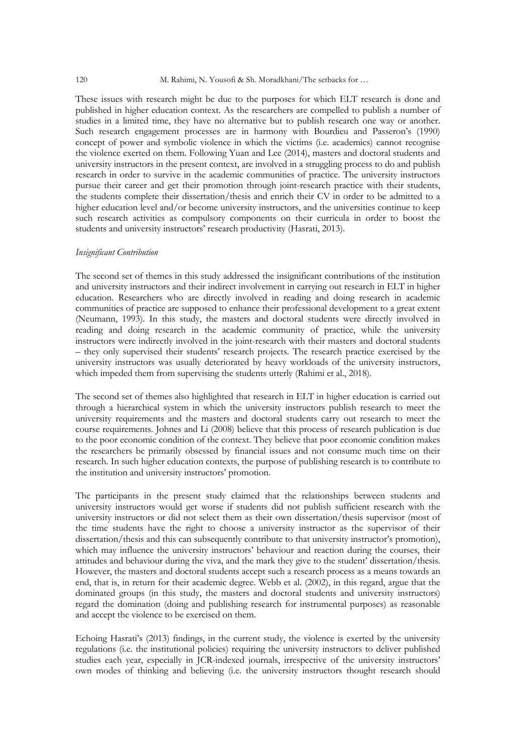These issues with research might be due to the purposes for which ELT research is done and published in higher education context. As the researchers are compelled to publish a number of studies in a limited time, they have no alternative but to publish research one way or another. Such research engagement processes are in harmony with Bourdieu and Passeron's (1990) concept of power and symbolic violence in which the victims (i.e. academics) cannot recognise the violence exerted on them. Following Yuan and Lee (2014), masters and doctoral students and university instructors in the present context, are involved in a struggling process to do and publish research in order to survive in the academic communities of practice. The university instructors pursue their career and get their promotion through joint-research practice with their students, the students complete their dissertation/thesis and enrich their CV in order to be admitted to a higher education level and/or become university instructors, and the universities continue to keep such research activities as compulsory components on their curricula in order to boost the students and university instructors' research productivity (Hasrati, 2013).

*Insignificant Contribution*

The second set of themes in this study addressed the insignificant contributions of the institution and university instructors and their indirect involvement in carrying out research in ELT in higher education. Researchers who are directly involved in reading and doing research in academic communities of practice are supposed to enhance their professional development to a great extent (Neumann, 1993). In this study, the masters and doctoral students were directly involved in reading and doing research in the academic community of practice, while the university instructors were indirectly involved in the joint-research with their masters and doctoral students – they only supervised their students' research projects. The research practice exercised by the university instructors was usually deteriorated by heavy workloads of the university instructors, which impeded them from supervising the students utterly (Rahimi et al., 2018).

The second set of themes also highlighted that research in ELT in higher education is carried out through a hierarchical system in which the university instructors publish research to meet the university requirements and the masters and doctoral students carry out research to meet the course requirements. Johnes and Li (2008) believe that this process of research publication is due to the poor economic condition of the context. They believe that poor economic condition makes the researchers be primarily obsessed by financial issues and not consume much time on their research. In such higher education contexts, the purpose of publishing research is to contribute to the institution and university instructors' promotion.

The participants in the present study claimed that the relationships between students and university instructors would get worse if students did not publish sufficient research with the university instructors or did not select them as their own dissertation/thesis supervisor (most of the time students have the right to choose a university instructor as the supervisor of their dissertation/thesis and this can subsequently contribute to that university instructor's promotion), which may influence the university instructors' behaviour and reaction during the courses, their attitudes and behaviour during the viva, and the mark they give to the student' dissertation/thesis. However, the masters and doctoral students accept such a research process as a means towards an end, that is, in return for their academic degree. Webb et al. (2002), in this regard, argue that the dominated groups (in this study, the masters and doctoral students and university instructors) regard the domination (doing and publishing research for instrumental purposes) as reasonable and accept the violence to be exercised on them.

Echoing Hasrati's (2013) findings, in the current study, the violence is exerted by the university regulations (i.e. the institutional policies) requiring the university instructors to deliver published studies each year, especially in JCR-indexed journals, irrespective of the university instructors' own modes of thinking and believing (i.e. the university instructors thought research should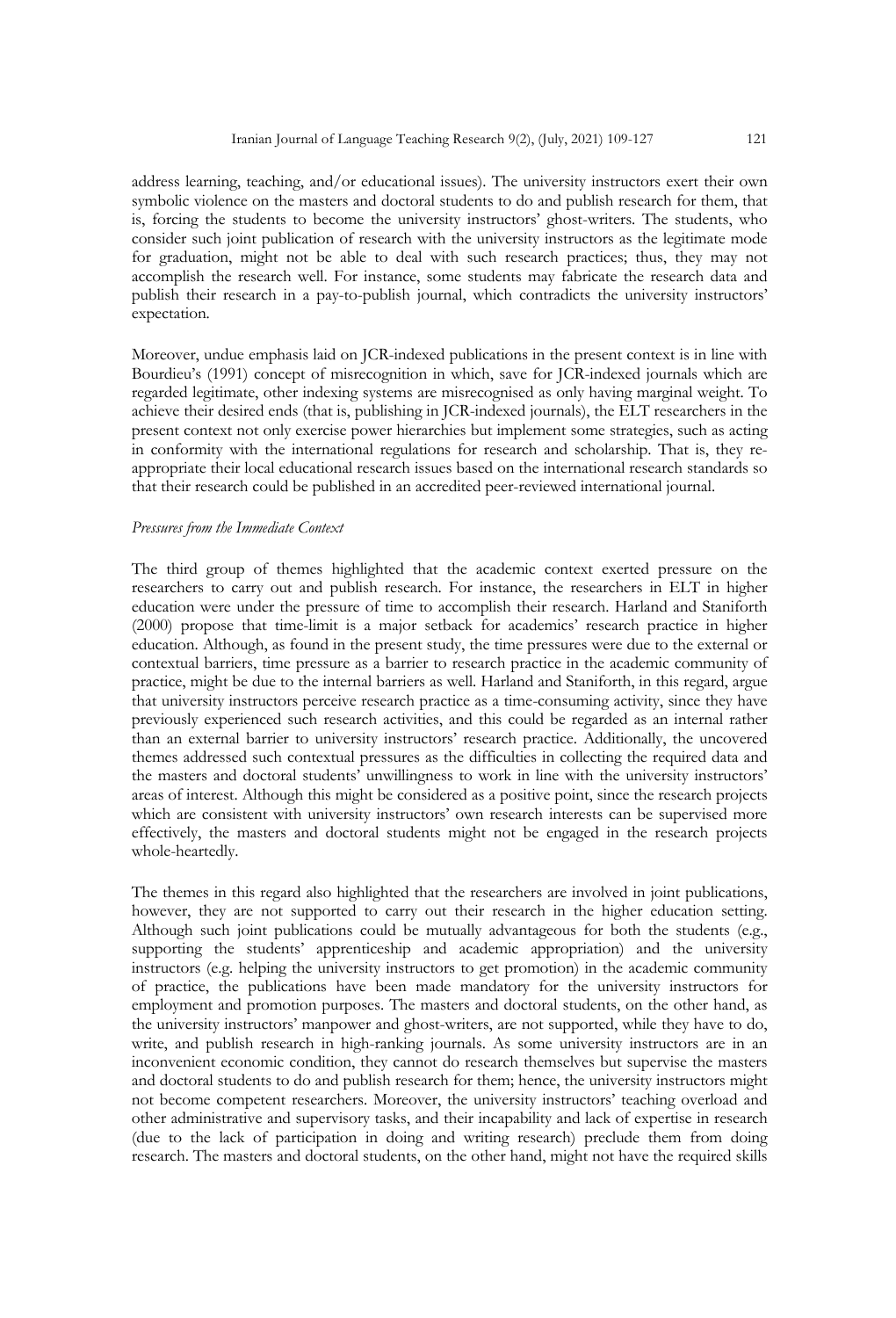address learning, teaching, and/or educational issues). The university instructors exert their own symbolic violence on the masters and doctoral students to do and publish research for them, that is, forcing the students to become the university instructors' ghost-writers. The students, who consider such joint publication of research with the university instructors as the legitimate mode for graduation, might not be able to deal with such research practices; thus, they may not accomplish the research well. For instance, some students may fabricate the research data and publish their research in a pay-to-publish journal, which contradicts the university instructors' expectation.

Moreover, undue emphasis laid on JCR-indexed publications in the present context is in line with Bourdieu's (1991) concept of misrecognition in which, save for JCR-indexed journals which are regarded legitimate, other indexing systems are misrecognised as only having marginal weight. To achieve their desired ends (that is, publishing in JCR-indexed journals), the ELT researchers in the present context not only exercise power hierarchies but implement some strategies, such as acting in conformity with the international regulations for research and scholarship. That is, they re-appropriate their local educational research issues based on the international research standards so that their research could be published in an accredited peer-reviewed international journal.

*Pressures from the Immediate Context*

The third group of themes highlighted that the academic context exerted pressure on the researchers to carry out and publish research. For instance, the researchers in ELT in higher education were under the pressure of time to accomplish their research. Harland and Staniforth (2000) propose that time-limit is a major setback for academics' research practice in higher education. Although, as found in the present study, the time pressures were due to the external or contextual barriers, time pressure as a barrier to research practice in the academic community of practice, might be due to the internal barriers as well. Harland and Staniforth, in this regard, argue that university instructors perceive research practice as a time-consuming activity, since they have previously experienced such research activities, and this could be regarded as an internal rather than an external barrier to university instructors' research practice. Additionally, the uncovered themes addressed such contextual pressures as the difficulties in collecting the required data and the masters and doctoral students' unwillingness to work in line with the university instructors' areas of interest. Although this might be considered as a positive point, since the research projects which are consistent with university instructors' own research interests can be supervised more effectively, the masters and doctoral students might not be engaged in the research projects whole-heartedly.

The themes in this regard also highlighted that the researchers are involved in joint publications, however, they are not supported to carry out their research in the higher education setting. Although such joint publications could be mutually advantageous for both the students (e.g., supporting the students' apprenticeship and academic appropriation) and the university instructors (e.g. helping the university instructors to get promotion) in the academic community of practice, the publications have been made mandatory for the university instructors for employment and promotion purposes. The masters and doctoral students, on the other hand, as the university instructors' manpower and ghost-writers, are not supported, while they have to do, write, and publish research in high-ranking journals. As some university instructors are in an inconvenient economic condition, they cannot do research themselves but supervise the masters and doctoral students to do and publish research for them; hence, the university instructors might not become competent researchers. Moreover, the university instructors' teaching overload and other administrative and supervisory tasks, and their incapability and lack of expertise in research (due to the lack of participation in doing and writing research) preclude them from doing research. The masters and doctoral students, on the other hand, might not have the required skills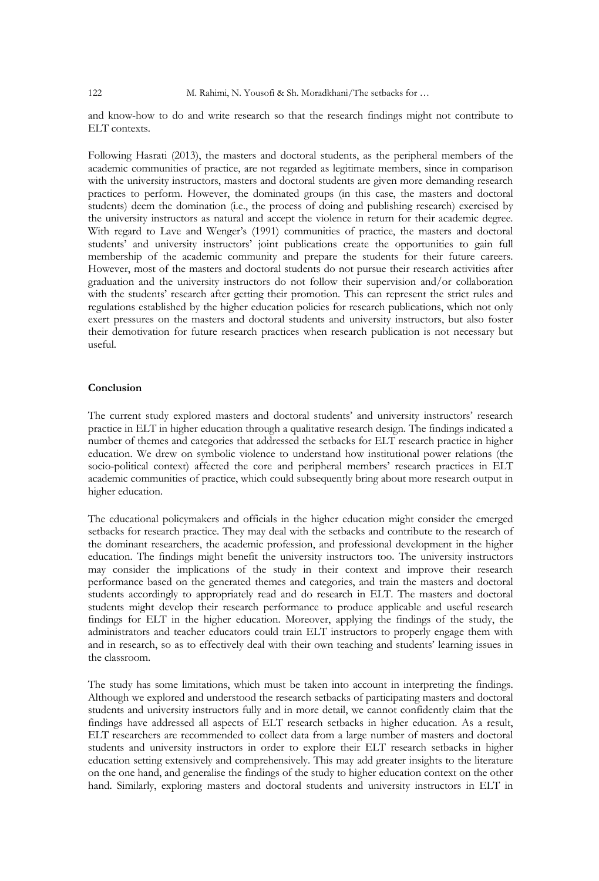and know-how to do and write research so that the research findings might not contribute to ELT contexts.

Following Hasrati (2013), the masters and doctoral students, as the peripheral members of the academic communities of practice, are not regarded as legitimate members, since in comparison with the university instructors, masters and doctoral students are given more demanding research practices to perform. However, the dominated groups (in this case, the masters and doctoral students) deem the domination (i.e., the process of doing and publishing research) exercised by the university instructors as natural and accept the violence in return for their academic degree. With regard to Lave and Wenger's (1991) communities of practice, the masters and doctoral students' and university instructors' joint publications create the opportunities to gain full membership of the academic community and prepare the students for their future careers. However, most of the masters and doctoral students do not pursue their research activities after graduation and the university instructors do not follow their supervision and/or collaboration with the students' research after getting their promotion. This can represent the strict rules and regulations established by the higher education policies for research publications, which not only exert pressures on the masters and doctoral students and university instructors, but also foster their demotivation for future research practices when research publication is not necessary but useful.

## Conclusion

The current study explored masters and doctoral students' and university instructors' research practice in ELT in higher education through a qualitative research design. The findings indicated a number of themes and categories that addressed the setbacks for ELT research practice in higher education. We drew on symbolic violence to understand how institutional power relations (the socio-political context) affected the core and peripheral members' research practices in ELT academic communities of practice, which could subsequently bring about more research output in higher education.

The educational policymakers and officials in the higher education might consider the emerged setbacks for research practice. They may deal with the setbacks and contribute to the research of the dominant researchers, the academic profession, and professional development in the higher education. The findings might benefit the university instructors too. The university instructors may consider the implications of the study in their context and improve their research performance based on the generated themes and categories, and train the masters and doctoral students accordingly to appropriately read and do research in ELT. The masters and doctoral students might develop their research performance to produce applicable and useful research findings for ELT in the higher education. Moreover, applying the findings of the study, the administrators and teacher educators could train ELT instructors to properly engage them with and in research, so as to effectively deal with their own teaching and students' learning issues in the classroom.

The study has some limitations, which must be taken into account in interpreting the findings. Although we explored and understood the research setbacks of participating masters and doctoral students and university instructors fully and in more detail, we cannot confidently claim that the findings have addressed all aspects of ELT research setbacks in higher education. As a result, ELT researchers are recommended to collect data from a large number of masters and doctoral students and university instructors in order to explore their ELT research setbacks in higher education setting extensively and comprehensively. This may add greater insights to the literature on the one hand, and generalise the findings of the study to higher education context on the other hand. Similarly, exploring masters and doctoral students and university instructors in ELT in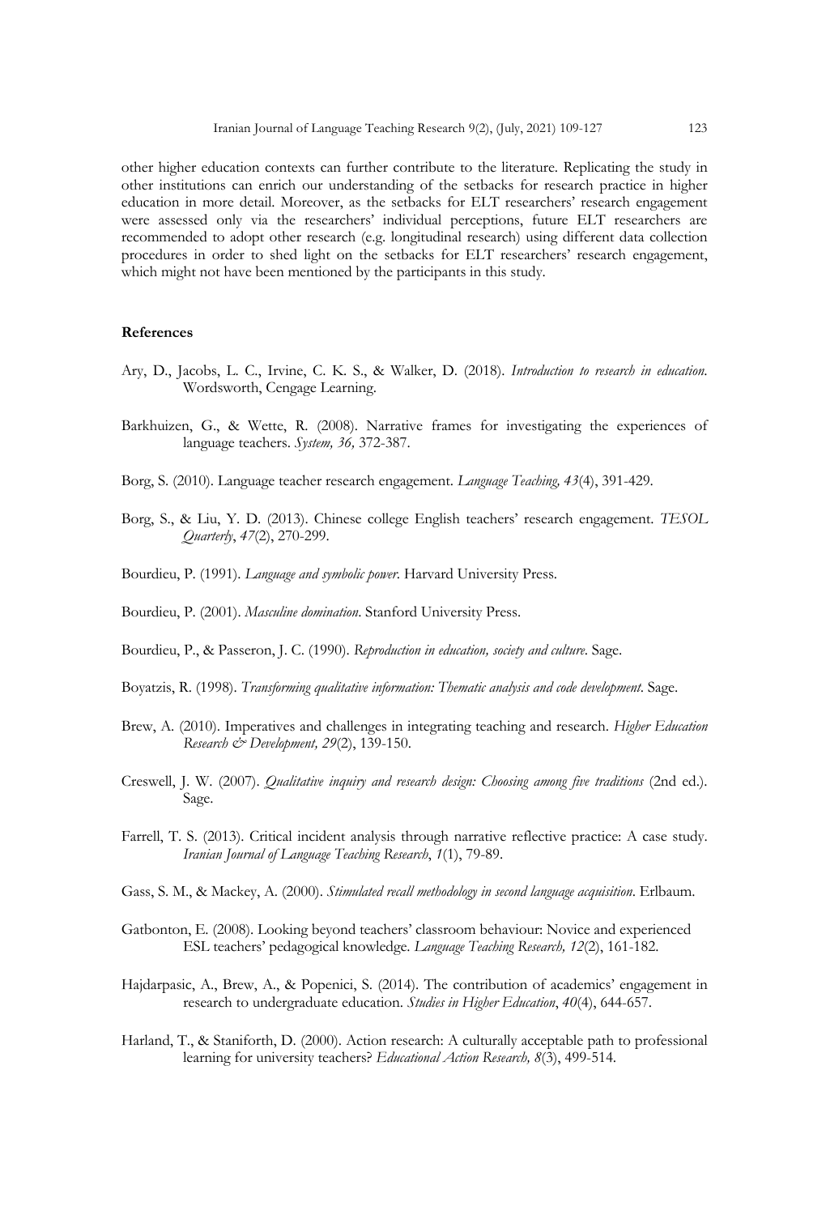other higher education contexts can further contribute to the literature. Replicating the study in other institutions can enrich our understanding of the setbacks for research practice in higher education in more detail. Moreover, as the setbacks for ELT researchers' research engagement were assessed only via the researchers' individual perceptions, future ELT researchers are recommended to adopt other research (e.g. longitudinal research) using different data collection procedures in order to shed light on the setbacks for ELT researchers' research engagement, which might not have been mentioned by the participants in this study.

**References**

Ary, D., Jacobs, L. C., Irvine, C. K. S., & Walker, D. (2018). *Introduction to research in education*. Wordsworth, Cengage Learning.

Barkhuizen, G., & Wette, R. (2008). Narrative frames for investigating the experiences of language teachers. *System, 36,* 372-387.

Borg, S. (2010). Language teacher research engagement. *Language Teaching, 43*(4), 391-429.

Borg, S., & Liu, Y. D. (2013). Chinese college English teachers' research engagement. *TESOL Quarterly*, *47*(2), 270-299.

Bourdieu, P. (1991). *Language and symbolic power*. Harvard University Press.

Bourdieu, P. (2001). *Masculine domination*. Stanford University Press.

Bourdieu, P., & Passeron, J. C. (1990). *Reproduction in education, society and culture*. Sage.

Boyatzis, R. (1998). *Transforming qualitative information: Thematic analysis and code development*. Sage.

Brew, A. (2010). Imperatives and challenges in integrating teaching and research. *Higher Education Research & Development, 29*(2), 139-150.

Creswell, J. W. (2007). *Qualitative inquiry and research design: Choosing among five traditions* (2nd ed.). Sage.

Farrell, T. S. (2013). Critical incident analysis through narrative reflective practice: A case study. *Iranian Journal of Language Teaching Research*, *1*(1), 79-89.

Gass, S. M., & Mackey, A. (2000). *Stimulated recall methodology in second language acquisition*. Erlbaum.

Gatbonton, E. (2008). Looking beyond teachers' classroom behaviour: Novice and experienced ESL teachers' pedagogical knowledge. *Language Teaching Research, 12*(2), 161-182.

Hajdarpasic, A., Brew, A., & Popenici, S. (2014). The contribution of academics' engagement in research to undergraduate education. *Studies in Higher Education*, *40*(4), 644-657.

Harland, T., & Staniforth, D. (2000). Action research: A culturally acceptable path to professional learning for university teachers? *Educational Action Research, 8*(3), 499-514.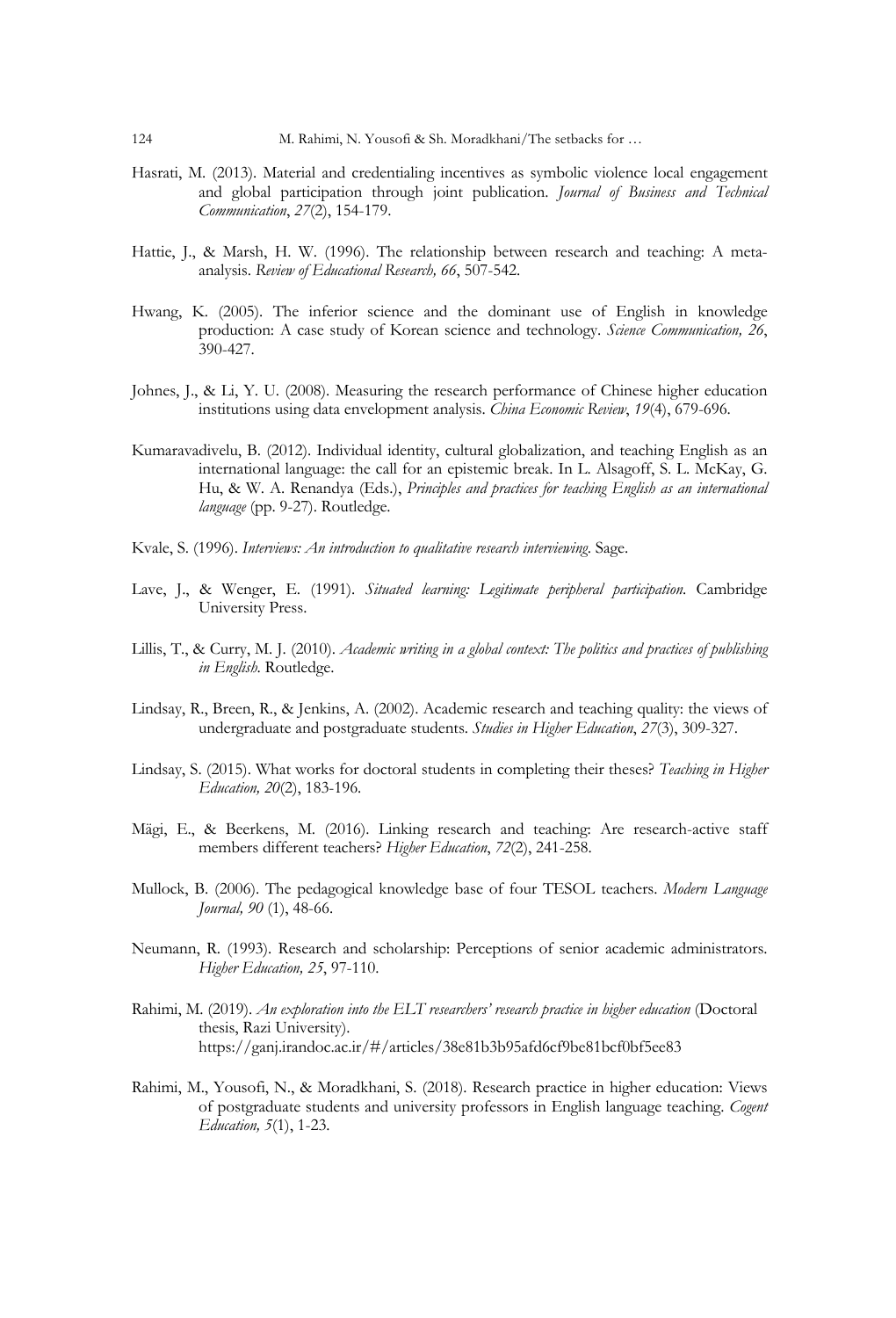Hasrati, M. (2013). Material and credentialing incentives as symbolic violence local engagement and global participation through joint publication. *Journal of Business and Technical Communication*, *27*(2), 154-179.

Hattie, J., & Marsh, H. W. (1996). The relationship between research and teaching: A meta-analysis. *Review of Educational Research, 66*, 507-542.

Hwang, K. (2005). The inferior science and the dominant use of English in knowledge production: A case study of Korean science and technology. *Science Communication, 26*, 390-427.

Johnes, J., & Li, Y. U. (2008). Measuring the research performance of Chinese higher education institutions using data envelopment analysis. *China Economic Review*, *19*(4), 679-696.

Kumaravadivelu, B. (2012). Individual identity, cultural globalization, and teaching English as an international language: the call for an epistemic break. In L. Alsagoff, S. L. McKay, G. Hu, & W. A. Renandya (Eds.), *Principles and practices for teaching English as an international language* (pp. 9-27). Routledge.

Kvale, S. (1996). *Interviews: An introduction to qualitative research interviewing*. Sage.

Lave, J., & Wenger, E. (1991). *Situated learning: Legitimate peripheral participation*. Cambridge University Press.

Lillis, T., & Curry, M. J. (2010). *Academic writing in a global context: The politics and practices of publishing in English*. Routledge.

Lindsay, R., Breen, R., & Jenkins, A. (2002). Academic research and teaching quality: the views of undergraduate and postgraduate students. *Studies in Higher Education*, *27*(3), 309-327.

Lindsay, S. (2015). What works for doctoral students in completing their theses? *Teaching in Higher Education, 20*(2), 183-196.

Mägi, E., & Beerkens, M. (2016). Linking research and teaching: Are research-active staff members different teachers? *Higher Education*, *72*(2), 241-258.

Mullock, B. (2006). The pedagogical knowledge base of four TESOL teachers. *Modern Language Journal, 90* (1), 48-66.

Neumann, R. (1993). Research and scholarship: Perceptions of senior academic administrators. *Higher Education, 25*, 97-110.

Rahimi, M. (2019). *An exploration into the ELT researchers' research practice in higher education* (Doctoral thesis, Razi University). https://ganj.irandoc.ac.ir/#/articles/38e81b3b95afd6cf9be81bcf0bf5ee83

Rahimi, M., Yousofi, N., & Moradkhani, S. (2018). Research practice in higher education: Views of postgraduate students and university professors in English language teaching. *Cogent Education, 5*(1), 1-23.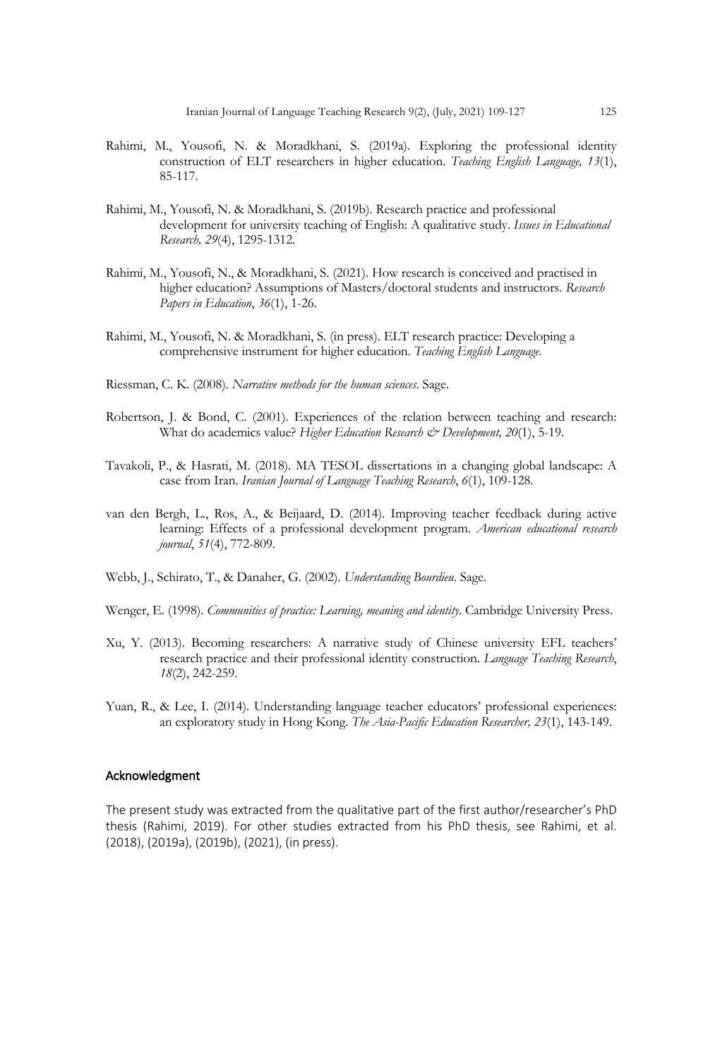Rahimi, M., Yousofi, N. & Moradkhani, S. (2019a). Exploring the professional identity construction of ELT researchers in higher education. *Teaching English Language, 13*(1), 85-117.

Rahimi, M., Yousofi, N. & Moradkhani, S. (2019b). Research practice and professional development for university teaching of English: A qualitative study. *Issues in Educational Research, 29*(4), 1295-1312.

Rahimi, M., Yousofi, N., & Moradkhani, S. (2021). How research is conceived and practised in higher education? Assumptions of Masters/doctoral students and instructors. *Research Papers in Education*, *36*(1), 1-26.

Rahimi, M., Yousofi, N. & Moradkhani, S. (in press). ELT research practice: Developing a comprehensive instrument for higher education. *Teaching English Language*.

Riessman, C. K. (2008). *Narrative methods for the human sciences*. Sage.

Robertson, J. & Bond, C. (2001). Experiences of the relation between teaching and research: What do academics value? *Higher Education Research & Development, 20*(1), 5-19.

Tavakoli, P., & Hasrati, M. (2018). MA TESOL dissertations in a changing global landscape: A case from Iran. *Iranian Journal of Language Teaching Research*, *6*(1), 109-128.

van den Bergh, L., Ros, A., & Beijaard, D. (2014). Improving teacher feedback during active learning: Effects of a professional development program. *American educational research journal*, *51*(4), 772-809.

Webb, J., Schirato, T., & Danaher, G. (2002). *Understanding Bourdieu*. Sage.

Wenger, E. (1998). *Communities of practice: Learning, meaning and identity*. Cambridge University Press.

Xu, Y. (2013). Becoming researchers: A narrative study of Chinese university EFL teachers' research practice and their professional identity construction. *Language Teaching Research*, *18*(2), 242-259.

Yuan, R., & Lee, I. (2014). Understanding language teacher educators' professional experiences: an exploratory study in Hong Kong. *The Asia-Pacific Education Researcher, 23*(1), 143-149.

## Acknowledgment

The present study was extracted from the qualitative part of the first author/researcher's PhD thesis (Rahimi, 2019). For other studies extracted from his PhD thesis, see Rahimi, et al. (2018), (2019a), (2019b), (2021), (in press).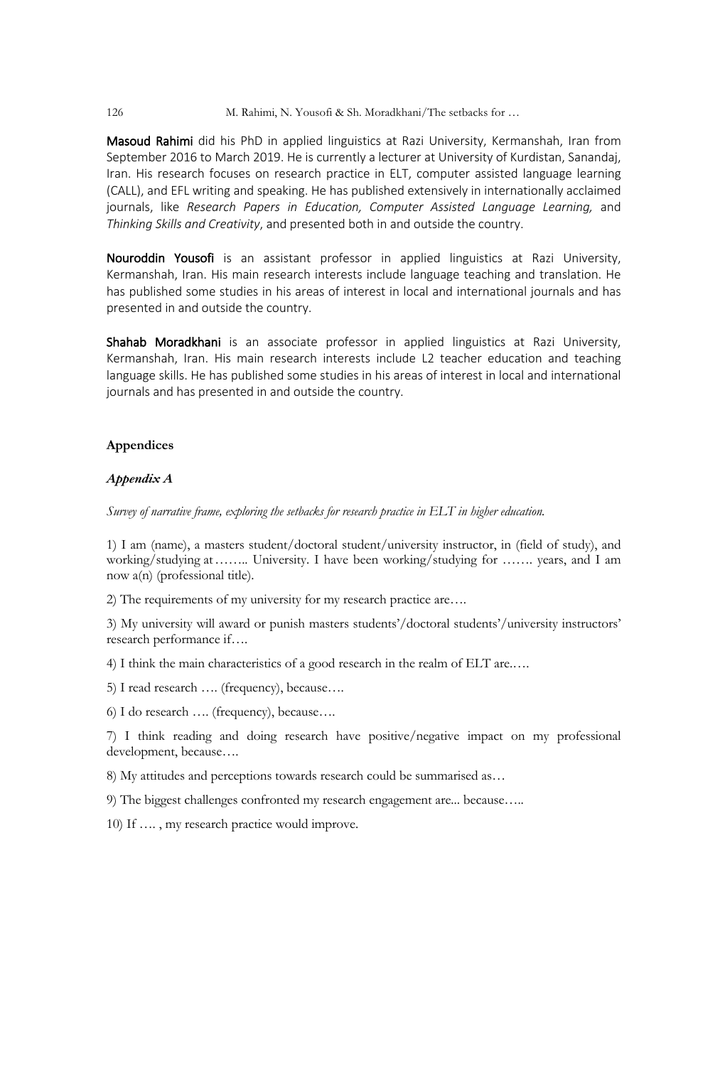**Masoud Rahimi** did his PhD in applied linguistics at Razi University, Kermanshah, Iran from September 2016 to March 2019. He is currently a lecturer at University of Kurdistan, Sanandaj, Iran. His research focuses on research practice in ELT, computer assisted language learning (CALL), and EFL writing and speaking. He has published extensively in internationally acclaimed journals, like *Research Papers in Education, Computer Assisted Language Learning,* and *Thinking Skills and Creativity*, and presented both in and outside the country.

**Nouroddin Yousofi** is an assistant professor in applied linguistics at Razi University, Kermanshah, Iran. His main research interests include language teaching and translation. He has published some studies in his areas of interest in local and international journals and has presented in and outside the country.

**Shahab Moradkhani** is an associate professor in applied linguistics at Razi University, Kermanshah, Iran. His main research interests include L2 teacher education and teaching language skills. He has published some studies in his areas of interest in local and international journals and has presented in and outside the country.

## Appendices

### *Appendix A*

*Survey of narrative frame, exploring the setbacks for research practice in ELT in higher education.*

1) I am (name), a masters student/doctoral student/university instructor, in (field of study), and working/studying at …….. University. I have been working/studying for ……. years, and I am now a(n) (professional title).

2) The requirements of my university for my research practice are….

3) My university will award or punish masters students'/doctoral students'/university instructors' research performance if….

4) I think the main characteristics of a good research in the realm of ELT are.….

5) I read research …. (frequency), because….

6) I do research …. (frequency), because….

7) I think reading and doing research have positive/negative impact on my professional development, because….

8) My attitudes and perceptions towards research could be summarised as…

9) The biggest challenges confronted my research engagement are... because…..

10) If …. , my research practice would improve.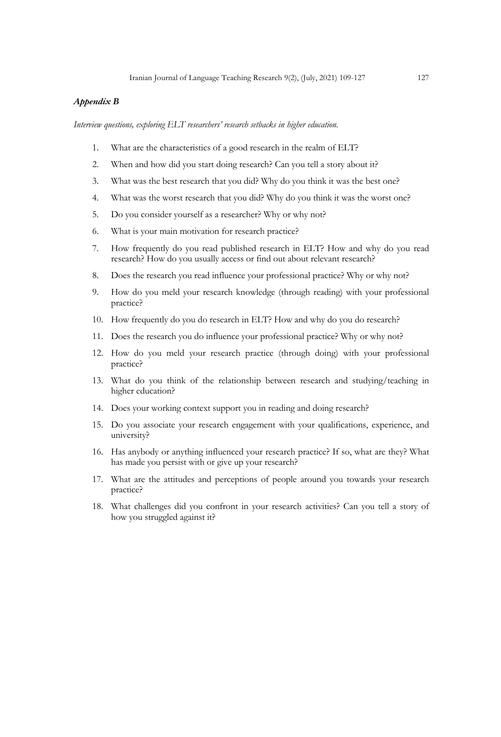### *Appendix B*

*Interview questions, exploring ELT researchers' research setbacks in higher education.*

1. What are the characteristics of a good research in the realm of ELT?
2. When and how did you start doing research? Can you tell a story about it?
3. What was the best research that you did? Why do you think it was the best one?
4. What was the worst research that you did? Why do you think it was the worst one?
5. Do you consider yourself as a researcher? Why or why not?
6. What is your main motivation for research practice?
7. How frequently do you read published research in ELT? How and why do you read research? How do you usually access or find out about relevant research?
8. Does the research you read influence your professional practice? Why or why not?
9. How do you meld your research knowledge (through reading) with your professional practice?
10. How frequently do you do research in ELT? How and why do you do research?
11. Does the research you do influence your professional practice? Why or why not?
12. How do you meld your research practice (through doing) with your professional practice?
13. What do you think of the relationship between research and studying/teaching in higher education?
14. Does your working context support you in reading and doing research?
15. Do you associate your research engagement with your qualifications, experience, and university?
16. Has anybody or anything influenced your research practice? If so, what are they? What has made you persist with or give up your research?
17. What are the attitudes and perceptions of people around you towards your research practice?
18. What challenges did you confront in your research activities? Can you tell a story of how you struggled against it?